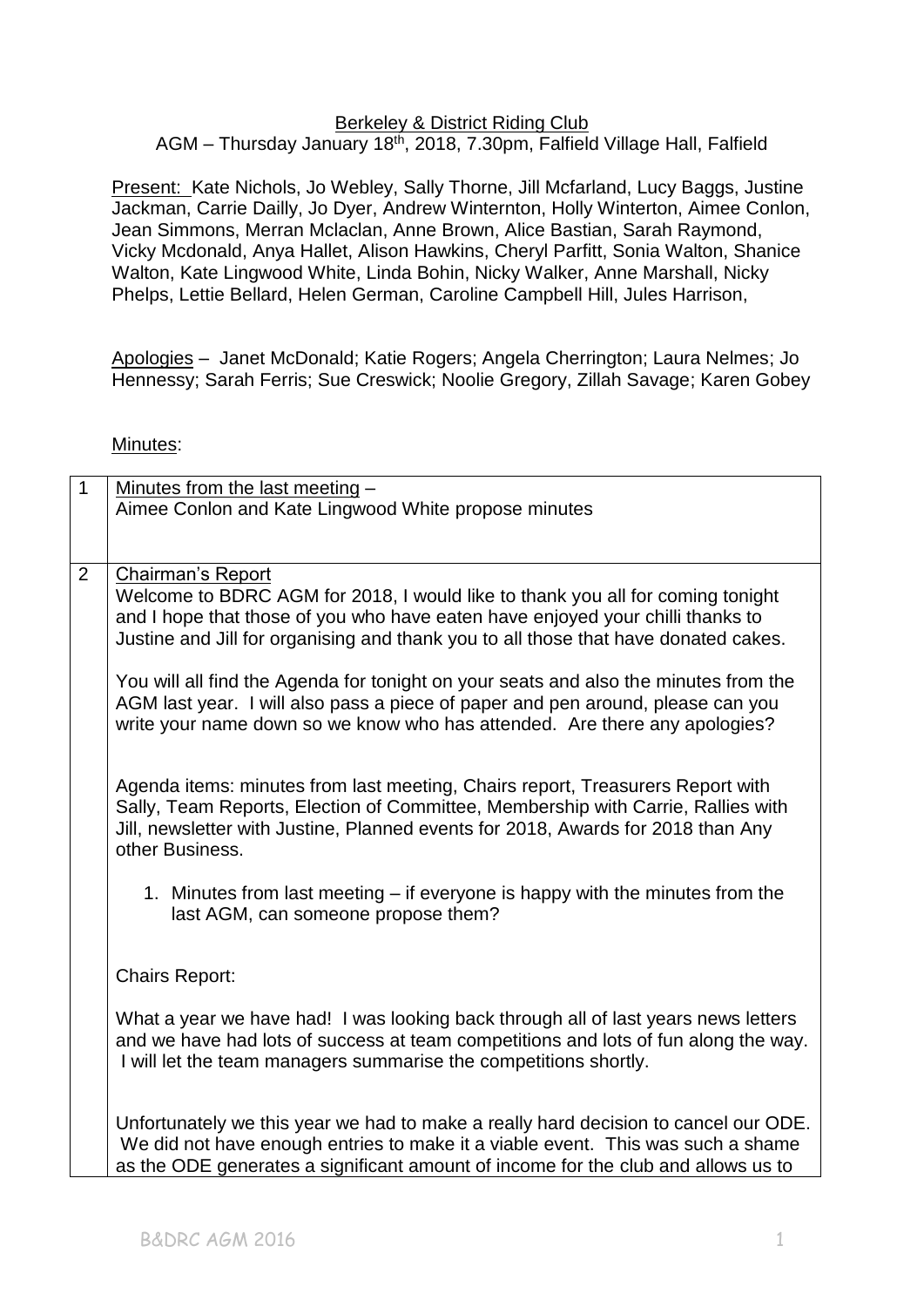Berkeley & District Riding Club

AGM – Thursday January 18th, 2018, 7.30pm, Falfield Village Hall, Falfield

Present: Kate Nichols, Jo Webley, Sally Thorne, Jill Mcfarland, Lucy Baggs, Justine Jackman, Carrie Dailly, Jo Dyer, Andrew Winternton, Holly Winterton, Aimee Conlon, Jean Simmons, Merran Mclaclan, Anne Brown, Alice Bastian, Sarah Raymond, Vicky Mcdonald, Anya Hallet, Alison Hawkins, Cheryl Parfitt, Sonia Walton, Shanice Walton, Kate Lingwood White, Linda Bohin, Nicky Walker, Anne Marshall, Nicky Phelps, Lettie Bellard, Helen German, Caroline Campbell Hill, Jules Harrison,

Apologies – Janet McDonald; Katie Rogers; Angela Cherrington; Laura Nelmes; Jo Hennessy; Sarah Ferris; Sue Creswick; Noolie Gregory, Zillah Savage; Karen Gobey

Minutes:

| | |
|---|---|
| 1 | Minutes from the last meeting – <br> Aimee Conlon and Kate Lingwood White propose minutes |
| 2 | Chairman's Report <br> Welcome to BDRC AGM for 2018, I would like to thank you all for coming tonight and I hope that those of you who have eaten have enjoyed your chilli thanks to Justine and Jill for organising and thank you to all those that have donated cakes. <br><br> You will all find the Agenda for tonight on your seats and also the minutes from the AGM last year. I will also pass a piece of paper and pen around, please can you write your name down so we know who has attended. Are there any apologies? <br><br> Agenda items: minutes from last meeting, Chairs report, Treasurers Report with Sally, Team Reports, Election of Committee, Membership with Carrie, Rallies with Jill, newsletter with Justine, Planned events for 2018, Awards for 2018 than Any other Business. <br><br> 1. Minutes from last meeting – if everyone is happy with the minutes from the last AGM, can someone propose them? <br><br> Chairs Report: <br><br> What a year we have had! I was looking back through all of last years news letters and we have had lots of success at team competitions and lots of fun along the way. I will let the team managers summarise the competitions shortly. <br><br> Unfortunately we this year we had to make a really hard decision to cancel our ODE. We did not have enough entries to make it a viable event. This was such a shame as the ODE generates a significant amount of income for the club and allows us to |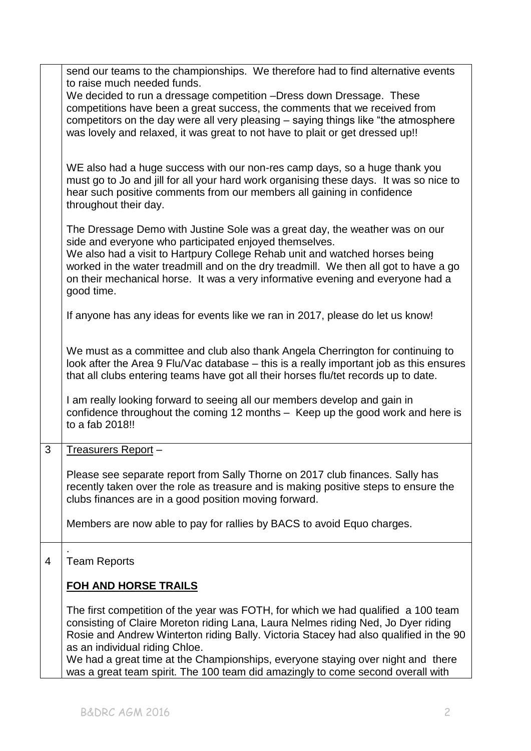| | |
|---|---|
| | send our teams to the championships. We therefore had to find alternative events to raise much needed funds.<br>We decided to run a dressage competition –Dress down Dressage. These competitions have been a great success, the comments that we received from competitors on the day were all very pleasing – saying things like "the atmosphere was lovely and relaxed, it was great to not have to plait or get dressed up!!<br><br>WE also had a huge success with our non-res camp days, so a huge thank you must go to Jo and jill for all your hard work organising these days. It was so nice to hear such positive comments from our members all gaining in confidence throughout their day.<br><br>The Dressage Demo with Justine Sole was a great day, the weather was on our side and everyone who participated enjoyed themselves.<br>We also had a visit to Hartpury College Rehab unit and watched horses being worked in the water treadmill and on the dry treadmill. We then all got to have a go on their mechanical horse. It was a very informative evening and everyone had a good time.<br><br>If anyone has any ideas for events like we ran in 2017, please do let us know!<br><br>We must as a committee and club also thank Angela Cherrington for continuing to look after the Area 9 Flu/Vac database – this is a really important job as this ensures that all clubs entering teams have got all their horses flu/tet records up to date.<br><br>I am really looking forward to seeing all our members develop and gain in confidence throughout the coming 12 months – Keep up the good work and here is to a fab 2018!! |
| 3 | <u>Treasurers Report</u> –<br><br>Please see separate report from Sally Thorne on 2017 club finances. Sally has recently taken over the role as treasure and is making positive steps to ensure the clubs finances are in a good position moving forward.<br><br>Members are now able to pay for rallies by BACS to avoid Equo charges. |
| 4 | .<br>Team Reports<br><br>**<u>FOH AND HORSE TRAILS</u>**<br><br>The first competition of the year was FOTH, for which we had qualified a 100 team consisting of Claire Moreton riding Lana, Laura Nelmes riding Ned, Jo Dyer riding Rosie and Andrew Winterton riding Bally. Victoria Stacey had also qualified in the 90 as an individual riding Chloe.<br>We had a great time at the Championships, everyone staying over night and there was a great team spirit. The 100 team did amazingly to come second overall with |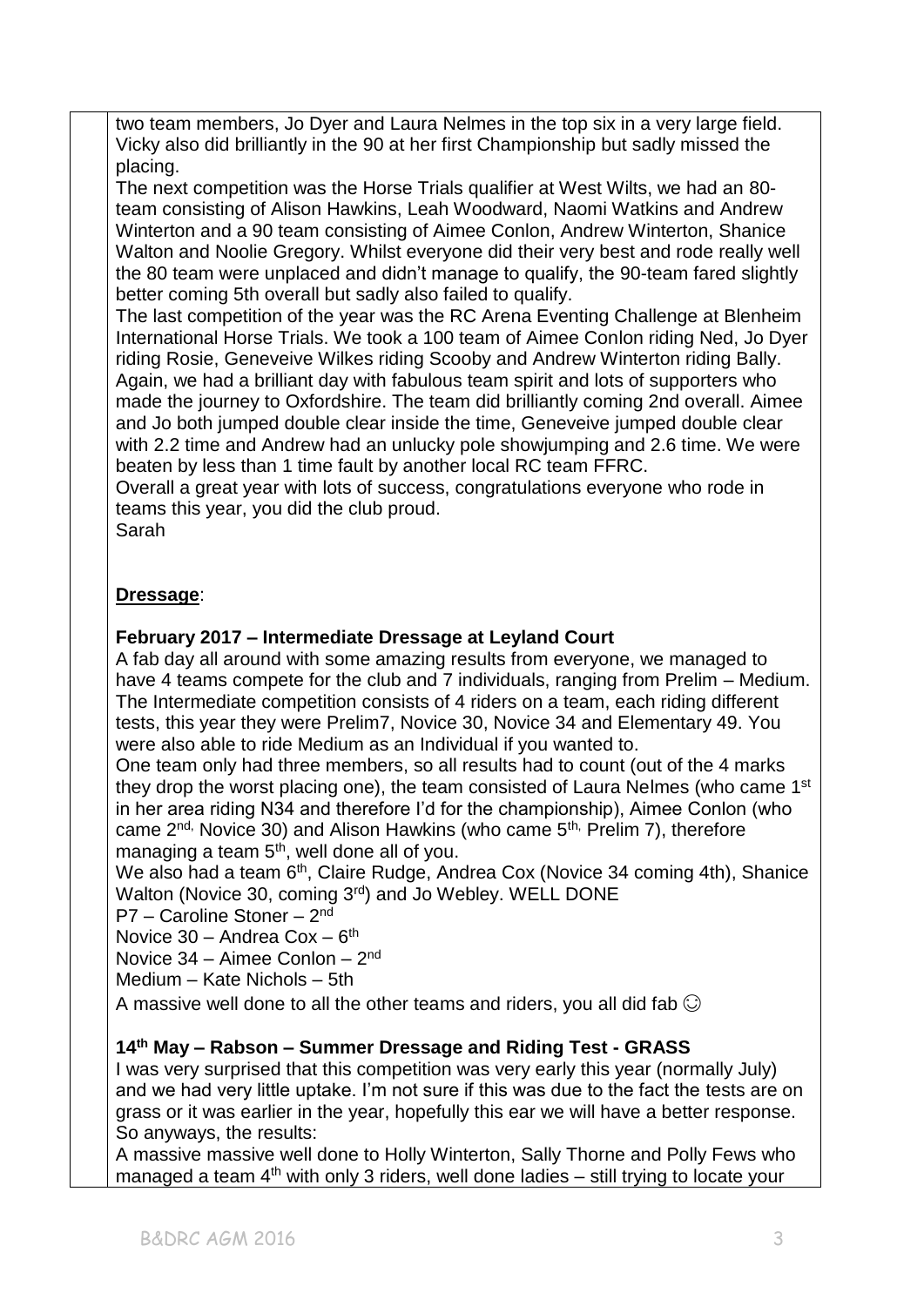two team members, Jo Dyer and Laura Nelmes in the top six in a very large field. Vicky also did brilliantly in the 90 at her first Championship but sadly missed the placing.

The next competition was the Horse Trials qualifier at West Wilts, we had an 80-team consisting of Alison Hawkins, Leah Woodward, Naomi Watkins and Andrew Winterton and a 90 team consisting of Aimee Conlon, Andrew Winterton, Shanice Walton and Noolie Gregory. Whilst everyone did their very best and rode really well the 80 team were unplaced and didn't manage to qualify, the 90-team fared slightly better coming 5th overall but sadly also failed to qualify.

The last competition of the year was the RC Arena Eventing Challenge at Blenheim International Horse Trials. We took a 100 team of Aimee Conlon riding Ned, Jo Dyer riding Rosie, Geneveive Wilkes riding Scooby and Andrew Winterton riding Bally. Again, we had a brilliant day with fabulous team spirit and lots of supporters who made the journey to Oxfordshire. The team did brilliantly coming 2nd overall. Aimee and Jo both jumped double clear inside the time, Geneveive jumped double clear with 2.2 time and Andrew had an unlucky pole showjumping and 2.6 time. We were beaten by less than 1 time fault by another local RC team FFRC.

Overall a great year with lots of success, congratulations everyone who rode in teams this year, you did the club proud.

Sarah

**Dressage**:

**February 2017 – Intermediate Dressage at Leyland Court**

A fab day all around with some amazing results from everyone, we managed to have 4 teams compete for the club and 7 individuals, ranging from Prelim – Medium. The Intermediate competition consists of 4 riders on a team, each riding different tests, this year they were Prelim7, Novice 30, Novice 34 and Elementary 49. You were also able to ride Medium as an Individual if you wanted to.

One team only had three members, so all results had to count (out of the 4 marks they drop the worst placing one), the team consisted of Laura Nelmes (who came 1st in her area riding N34 and therefore I'd for the championship), Aimee Conlon (who came 2nd, Novice 30) and Alison Hawkins (who came 5th, Prelim 7), therefore managing a team 5th, well done all of you.

We also had a team 6th, Claire Rudge, Andrea Cox (Novice 34 coming 4th), Shanice Walton (Novice 30, coming 3rd) and Jo Webley. WELL DONE

P7 – Caroline Stoner – 2nd

Novice 30 – Andrea Cox – 6th

Novice 34 – Aimee Conlon – 2nd

Medium – Kate Nichols – 5th

A massive well done to all the other teams and riders, you all did fab ☺

**14th May – Rabson – Summer Dressage and Riding Test - GRASS**

I was very surprised that this competition was very early this year (normally July) and we had very little uptake. I'm not sure if this was due to the fact the tests are on grass or it was earlier in the year, hopefully this ear we will have a better response. So anyways, the results:

A massive massive well done to Holly Winterton, Sally Thorne and Polly Fews who managed a team 4th with only 3 riders, well done ladies – still trying to locate your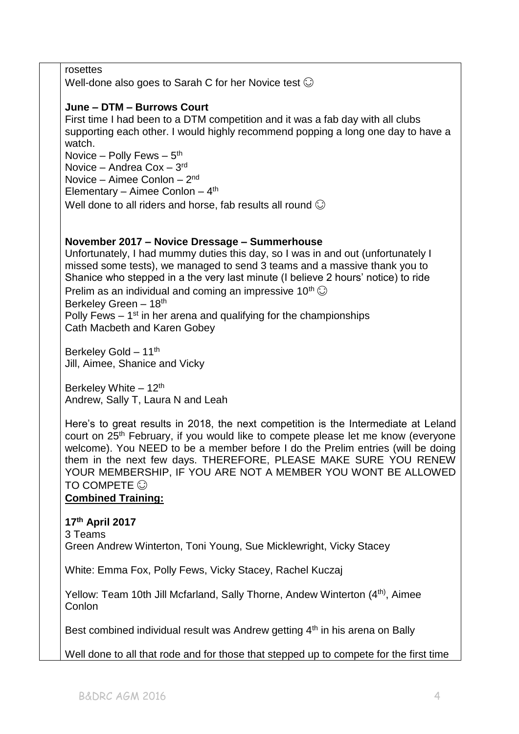rosettes
Well-done also goes to Sarah C for her Novice test ☺

**June – DTM – Burrows Court**
First time I had been to a DTM competition and it was a fab day with all clubs supporting each other. I would highly recommend popping a long one day to have a watch.
Novice – Polly Fews – 5th
Novice – Andrea Cox – 3rd
Novice – Aimee Conlon – 2nd
Elementary – Aimee Conlon – 4th
Well done to all riders and horse, fab results all round ☺

**November 2017 – Novice Dressage – Summerhouse**
Unfortunately, I had mummy duties this day, so I was in and out (unfortunately I missed some tests), we managed to send 3 teams and a massive thank you to Shanice who stepped in a the very last minute (I believe 2 hours' notice) to ride Prelim as an individual and coming an impressive 10th ☺
Berkeley Green – 18th
Polly Fews – 1st in her arena and qualifying for the championships
Cath Macbeth and Karen Gobey

Berkeley Gold – 11th
Jill, Aimee, Shanice and Vicky

Berkeley White – 12th
Andrew, Sally T, Laura N and Leah

Here's to great results in 2018, the next competition is the Intermediate at Leland court on 25th February, if you would like to compete please let me know (everyone welcome). You NEED to be a member before I do the Prelim entries (will be doing them in the next few days. THEREFORE, PLEASE MAKE SURE YOU RENEW YOUR MEMBERSHIP, IF YOU ARE NOT A MEMBER YOU WONT BE ALLOWED TO COMPETE ☺
**Combined Training:**

**17th April 2017**
3 Teams
Green Andrew Winterton, Toni Young, Sue Micklewright, Vicky Stacey

White: Emma Fox, Polly Fews, Vicky Stacey, Rachel Kuczaj

Yellow: Team 10th Jill Mcfarland, Sally Thorne, Andew Winterton (4th), Aimee Conlon

Best combined individual result was Andrew getting 4th in his arena on Bally

Well done to all that rode and for those that stepped up to compete for the first time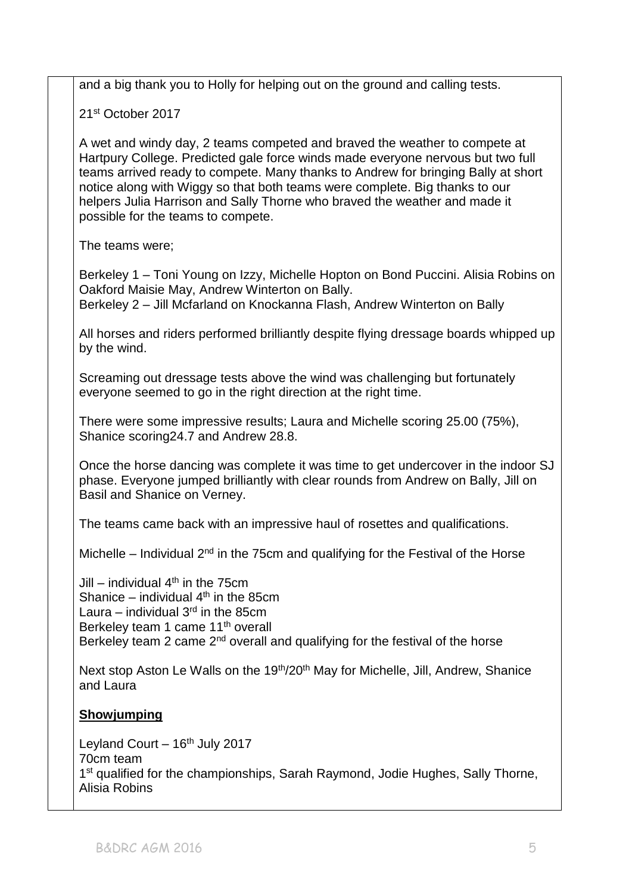and a big thank you to Holly for helping out on the ground and calling tests.

21st October 2017

A wet and windy day, 2 teams competed and braved the weather to compete at Hartpury College. Predicted gale force winds made everyone nervous but two full teams arrived ready to compete. Many thanks to Andrew for bringing Bally at short notice along with Wiggy so that both teams were complete. Big thanks to our helpers Julia Harrison and Sally Thorne who braved the weather and made it possible for the teams to compete.

The teams were;

Berkeley 1 – Toni Young on Izzy, Michelle Hopton on Bond Puccini. Alisia Robins on Oakford Maisie May, Andrew Winterton on Bally.
Berkeley 2 – Jill Mcfarland on Knockanna Flash, Andrew Winterton on Bally

All horses and riders performed brilliantly despite flying dressage boards whipped up by the wind.

Screaming out dressage tests above the wind was challenging but fortunately everyone seemed to go in the right direction at the right time.

There were some impressive results; Laura and Michelle scoring 25.00 (75%), Shanice scoring24.7 and Andrew 28.8.

Once the horse dancing was complete it was time to get undercover in the indoor SJ phase. Everyone jumped brilliantly with clear rounds from Andrew on Bally, Jill on Basil and Shanice on Verney.

The teams came back with an impressive haul of rosettes and qualifications.

Michelle – Individual 2nd in the 75cm and qualifying for the Festival of the Horse

Jill – individual 4th in the 75cm
Shanice – individual 4th in the 85cm
Laura – individual 3rd in the 85cm
Berkeley team 1 came 11th overall
Berkeley team 2 came 2nd overall and qualifying for the festival of the horse

Next stop Aston Le Walls on the 19th/20th May for Michelle, Jill, Andrew, Shanice and Laura

**Showjumping**

Leyland Court – 16th July 2017
70cm team
1st qualified for the championships, Sarah Raymond, Jodie Hughes, Sally Thorne, Alisia Robins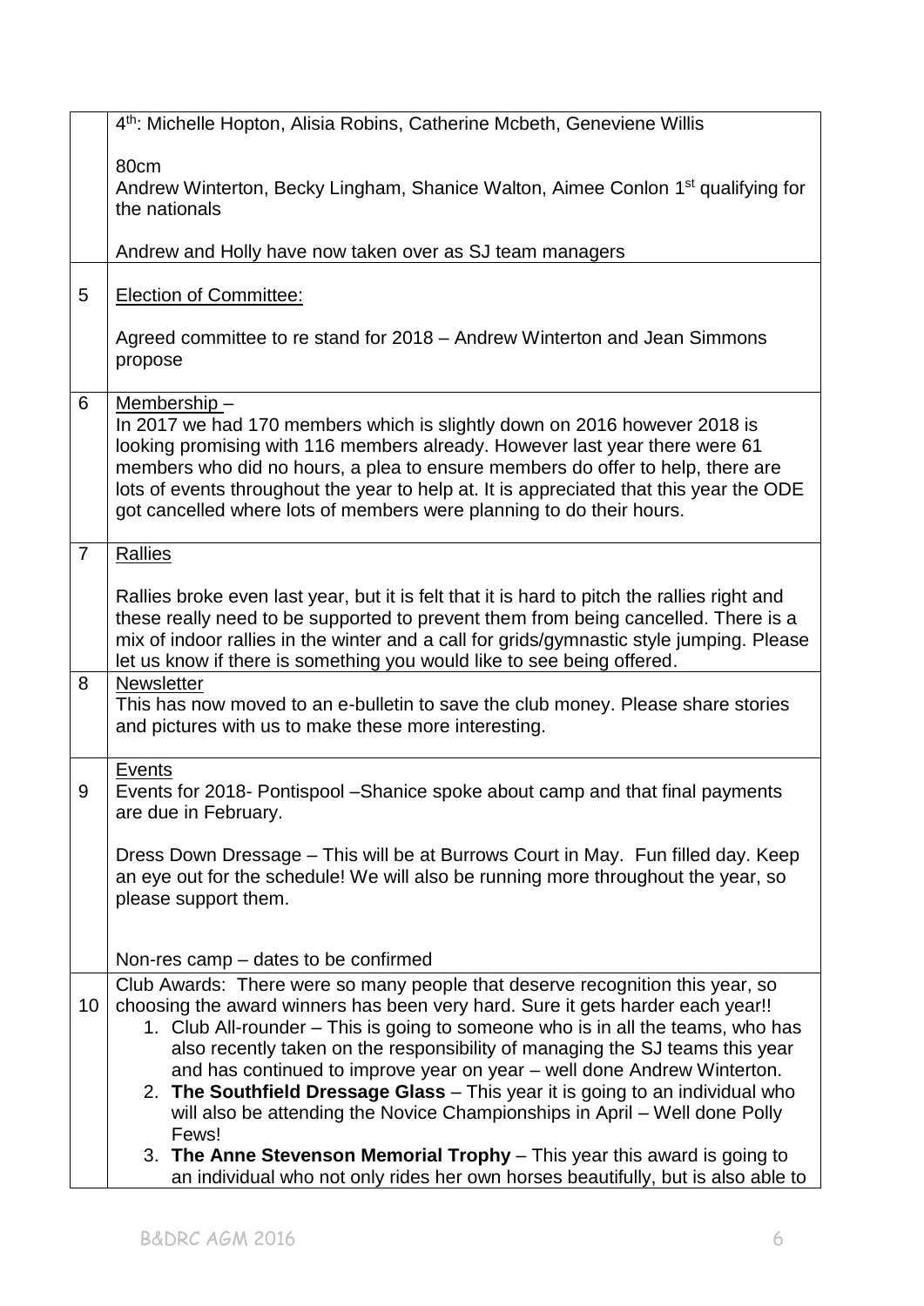| | |
|---|---|
| | 4th: Michelle Hopton, Alisia Robins, Catherine Mcbeth, Geneviene Willis<br><br>80cm<br>Andrew Winterton, Becky Lingham, Shanice Walton, Aimee Conlon 1st qualifying for the nationals<br><br>Andrew and Holly have now taken over as SJ team managers |
| 5 | <u>Election of Committee:</u><br><br>Agreed committee to re stand for 2018 – Andrew Winterton and Jean Simmons propose |
| 6 | <u>Membership</u> –<br>In 2017 we had 170 members which is slightly down on 2016 however 2018 is looking promising with 116 members already. However last year there were 61 members who did no hours, a plea to ensure members do offer to help, there are lots of events throughout the year to help at. It is appreciated that this year the ODE got cancelled where lots of members were planning to do their hours. |
| 7 | <u>Rallies</u><br><br>Rallies broke even last year, but it is felt that it is hard to pitch the rallies right and these really need to be supported to prevent them from being cancelled. There is a mix of indoor rallies in the winter and a call for grids/gymnastic style jumping. Please let us know if there is something you would like to see being offered. |
| 8 | <u>Newsletter</u><br>This has now moved to an e-bulletin to save the club money. Please share stories and pictures with us to make these more interesting. |
| 9 | <u>Events</u><br>Events for 2018- Pontispool –Shanice spoke about camp and that final payments are due in February.<br><br>Dress Down Dressage – This will be at Burrows Court in May. Fun filled day. Keep an eye out for the schedule! We will also be running more throughout the year, so please support them.<br><br>Non-res camp – dates to be confirmed |
| 10 | Club Awards: There were so many people that deserve recognition this year, so choosing the award winners has been very hard. Sure it gets harder each year!!<br>1. Club All-rounder – This is going to someone who is in all the teams, who has also recently taken on the responsibility of managing the SJ teams this year and has continued to improve year on year – well done Andrew Winterton.<br>2. **The Southfield Dressage Glass** – This year it is going to an individual who will also be attending the Novice Championships in April – Well done Polly Fews!<br>3. **The Anne Stevenson Memorial Trophy** – This year this award is going to an individual who not only rides her own horses beautifully, but is also able to |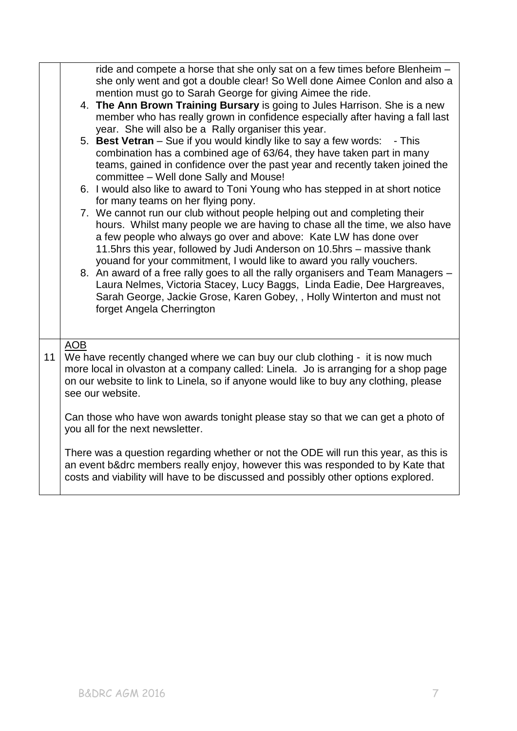| | |
|---|---|
| | ride and compete a horse that she only sat on a few times before Blenheim – she only went and got a double clear! So Well done Aimee Conlon and also a mention must go to Sarah George for giving Aimee the ride.<br>4. **The Ann Brown Training Bursary** is going to Jules Harrison. She is a new member who has really grown in confidence especially after having a fall last year. She will also be a Rally organiser this year.<br>5. **Best Vetran** – Sue if you would kindly like to say a few words: - This combination has a combined age of 63/64, they have taken part in many teams, gained in confidence over the past year and recently taken joined the committee – Well done Sally and Mouse!<br>6. I would also like to award to Toni Young who has stepped in at short notice for many teams on her flying pony.<br>7. We cannot run our club without people helping out and completing their hours. Whilst many people we are having to chase all the time, we also have a few people who always go over and above: Kate LW has done over 11.5hrs this year, followed by Judi Anderson on 10.5hrs – massive thank youand for your commitment, I would like to award you rally vouchers.<br>8. An award of a free rally goes to all the rally organisers and Team Managers – Laura Nelmes, Victoria Stacey, Lucy Baggs, Linda Eadie, Dee Hargreaves, Sarah George, Jackie Grose, Karen Gobey, , Holly Winterton and must not forget Angela Cherrington |
| 11 | AOB<br>We have recently changed where we can buy our club clothing - it is now much more local in olvaston at a company called: Linela. Jo is arranging for a shop page on our website to link to Linela, so if anyone would like to buy any clothing, please see our website.<br><br>Can those who have won awards tonight please stay so that we can get a photo of you all for the next newsletter.<br><br>There was a question regarding whether or not the ODE will run this year, as this is an event b&drc members really enjoy, however this was responded to by Kate that costs and viability will have to be discussed and possibly other options explored. |